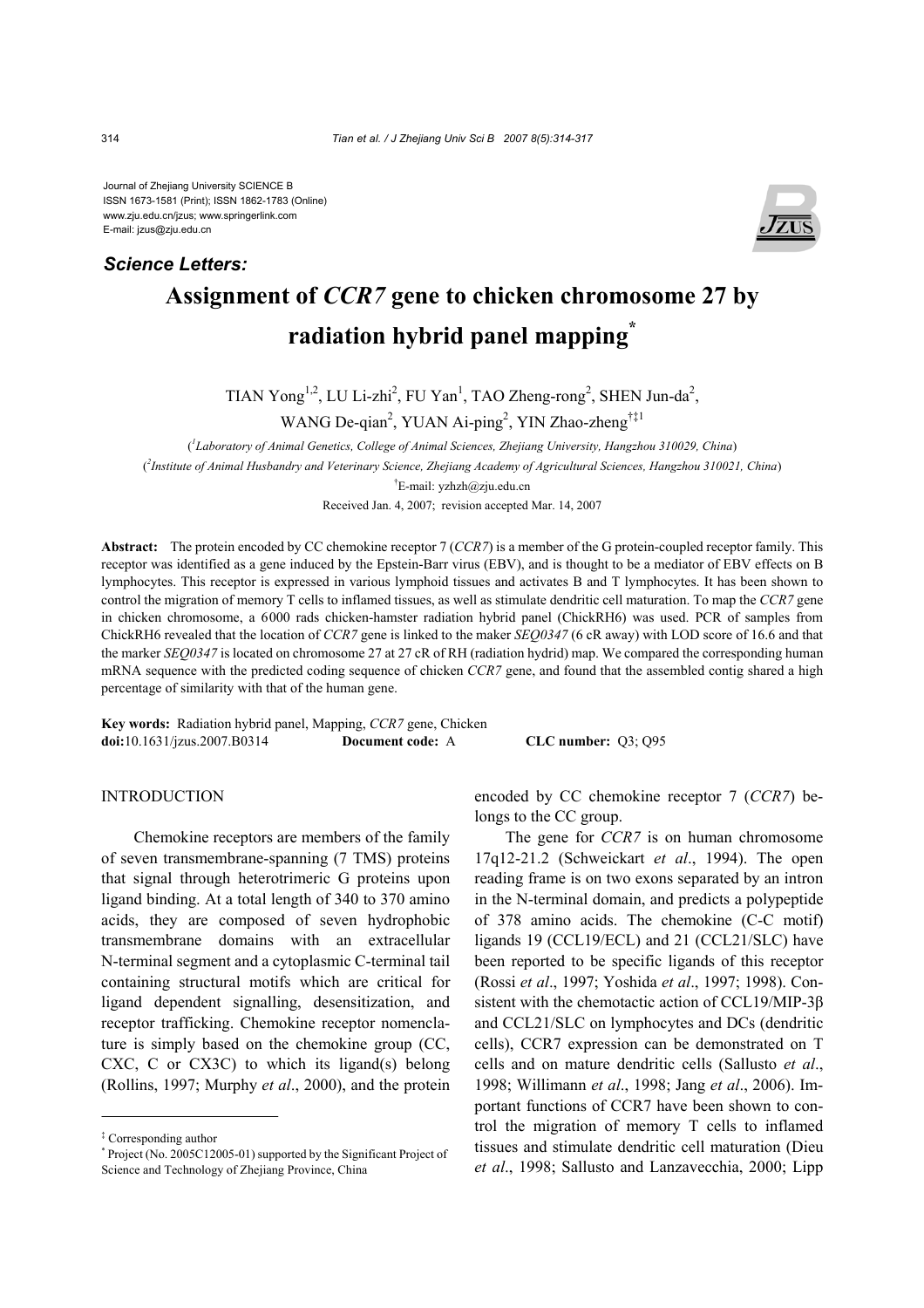Journal of Zhejiang University SCIENCE B
ISSN 1673-1581 (Print); ISSN 1862-1783 (Online)
www.zju.edu.cn/jzus; www.springerlink.com
E-mail: jzus@zju.edu.cn

***Science Letters:***

# Assignment of *CCR7* gene to chicken chromosome 27 by radiation hybrid panel mapping*

TIAN Yong[1,2], LU Li-zhi[2], FU Yan[1], TAO Zheng-rong[2], SHEN Jun-da[2], WANG De-qian[2], YUAN Ai-ping[2], YIN Zhao-zheng[†‡1]

([1]*Laboratory of Animal Genetics, College of Animal Sciences, Zhejiang University, Hangzhou 310029, China*)

([2]*Institute of Animal Husbandry and Veterinary Science, Zhejiang Academy of Agricultural Sciences, Hangzhou 310021, China*)

[†]E-mail: yzhzh@zju.edu.cn

Received Jan. 4, 2007; revision accepted Mar. 14, 2007

**Abstract:** The protein encoded by CC chemokine receptor 7 (*CCR7*) is a member of the G protein-coupled receptor family. This receptor was identified as a gene induced by the Epstein-Barr virus (EBV), and is thought to be a mediator of EBV effects on B lymphocytes. This receptor is expressed in various lymphoid tissues and activates B and T lymphocytes. It has been shown to control the migration of memory T cells to inflamed tissues, as well as stimulate dendritic cell maturation. To map the *CCR7* gene in chicken chromosome, a 6000 rads chicken-hamster radiation hybrid panel (ChickRH6) was used. PCR of samples from ChickRH6 revealed that the location of *CCR7* gene is linked to the maker *SEQ0347* (6 cR away) with LOD score of 16.6 and that the marker *SEQ0347* is located on chromosome 27 at 27 cR of RH (radiation hydrid) map. We compared the corresponding human mRNA sequence with the predicted coding sequence of chicken *CCR7* gene, and found that the assembled contig shared a high percentage of similarity with that of the human gene.

**Key words:** Radiation hybrid panel, Mapping, *CCR7* gene, Chicken
**doi:**10.1631/jzus.2007.B0314 **Document code:** A **CLC number:** Q3; Q95

## INTRODUCTION

Chemokine receptors are members of the family of seven transmembrane-spanning (7 TMS) proteins that signal through heterotrimeric G proteins upon ligand binding. At a total length of 340 to 370 amino acids, they are composed of seven hydrophobic transmembrane domains with an extracellular N-terminal segment and a cytoplasmic C-terminal tail containing structural motifs which are critical for ligand dependent signalling, desensitization, and receptor trafficking. Chemokine receptor nomenclature is simply based on the chemokine group (CC, CXC, C or CX3C) to which its ligand(s) belong (Rollins, 1997; Murphy *et al*., 2000), and the protein encoded by CC chemokine receptor 7 (*CCR7*) belongs to the CC group.

The gene for *CCR7* is on human chromosome 17q12-21.2 (Schweickart *et al*., 1994). The open reading frame is on two exons separated by an intron in the N-terminal domain, and predicts a polypeptide of 378 amino acids. The chemokine (C-C motif) ligands 19 (CCL19/ECL) and 21 (CCL21/SLC) have been reported to be specific ligands of this receptor (Rossi *et al*., 1997; Yoshida *et al*., 1997; 1998). Consistent with the chemotactic action of CCL19/MIP-3β and CCL21/SLC on lymphocytes and DCs (dendritic cells), CCR7 expression can be demonstrated on T cells and on mature dendritic cells (Sallusto *et al*., 1998; Willimann *et al*., 1998; Jang *et al*., 2006). Important functions of CCR7 have been shown to control the migration of memory T cells to inflamed tissues and stimulate dendritic cell maturation (Dieu *et al*., 1998; Sallusto and Lanzavecchia, 2000; Lipp

---

‡ Corresponding author

\* Project (No. 2005C12005-01) supported by the Significant Project of Science and Technology of Zhejiang Province, China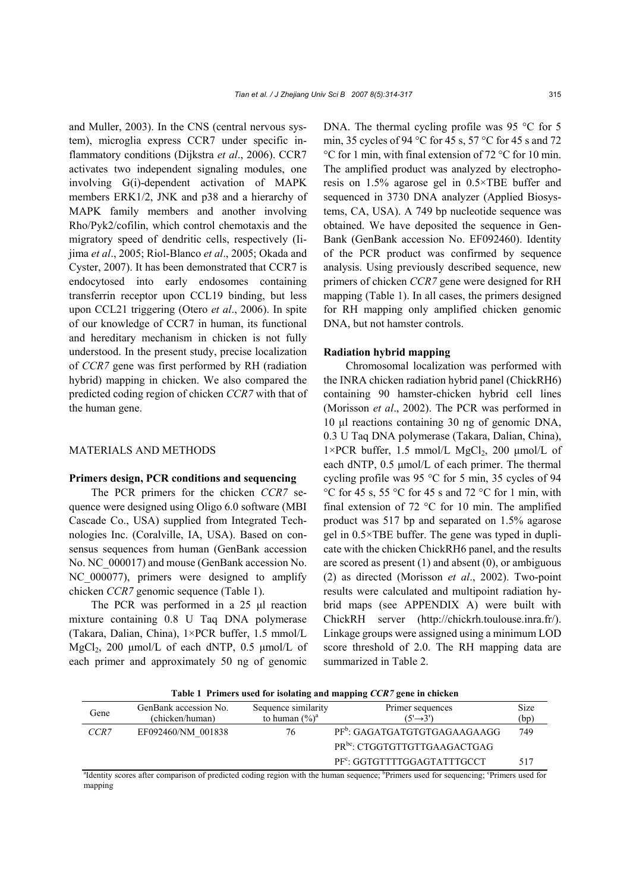and Muller, 2003). In the CNS (central nervous system), microglia express CCR7 under specific inflammatory conditions (Dijkstra *et al*., 2006). CCR7 activates two independent signaling modules, one involving G(i)-dependent activation of MAPK members ERK1/2, JNK and p38 and a hierarchy of MAPK family members and another involving Rho/Pyk2/cofilin, which control chemotaxis and the migratory speed of dendritic cells, respectively (Iijima *et al*., 2005; Riol-Blanco *et al*., 2005; Okada and Cyster, 2007). It has been demonstrated that CCR7 is endocytosed into early endosomes containing transferrin receptor upon CCL19 binding, but less upon CCL21 triggering (Otero *et al*., 2006). In spite of our knowledge of CCR7 in human, its functional and hereditary mechanism in chicken is not fully understood. In the present study, precise localization of *CCR7* gene was first performed by RH (radiation hybrid) mapping in chicken. We also compared the predicted coding region of chicken *CCR7* with that of the human gene.

## MATERIALS AND METHODS

### Primers design, PCR conditions and sequencing

The PCR primers for the chicken *CCR7* sequence were designed using Oligo 6.0 software (MBI Cascade Co., USA) supplied from Integrated Technologies Inc. (Coralville, IA, USA). Based on consensus sequences from human (GenBank accession No. NC_000017) and mouse (GenBank accession No. NC_000077), primers were designed to amplify chicken *CCR7* genomic sequence (Table 1).

The PCR was performed in a 25 μl reaction mixture containing 0.8 U Taq DNA polymerase (Takara, Dalian, China), 1×PCR buffer, 1.5 mmol/L $MgCl_2$, 200 μmol/L of each dNTP, 0.5 μmol/L of each primer and approximately 50 ng of genomic DNA. The thermal cycling profile was 95 °C for 5 min, 35 cycles of 94 °C for 45 s, 57 °C for 45 s and 72 °C for 1 min, with final extension of 72 °C for 10 min. The amplified product was analyzed by electrophoresis on 1.5% agarose gel in 0.5×TBE buffer and sequenced in 3730 DNA analyzer (Applied Biosystems, CA, USA). A 749 bp nucleotide sequence was obtained. We have deposited the sequence in GenBank (GenBank accession No. EF092460). Identity of the PCR product was confirmed by sequence analysis. Using previously described sequence, new primers of chicken *CCR7* gene were designed for RH mapping (Table 1). In all cases, the primers designed for RH mapping only amplified chicken genomic DNA, but not hamster controls.

### Radiation hybrid mapping

Chromosomal localization was performed with the INRA chicken radiation hybrid panel (ChickRH6) containing 90 hamster-chicken hybrid cell lines (Morisson *et al*., 2002). The PCR was performed in 10 μl reactions containing 30 ng of genomic DNA, 0.3 U Taq DNA polymerase (Takara, Dalian, China), 1×PCR buffer, 1.5 mmol/L $MgCl_2$, 200 μmol/L of each dNTP, 0.5 μmol/L of each primer. The thermal cycling profile was 95 °C for 5 min, 35 cycles of 94 °C for 45 s, 55 °C for 45 s and 72 °C for 1 min, with final extension of 72 °C for 10 min. The amplified product was 517 bp and separated on 1.5% agarose gel in 0.5×TBE buffer. The gene was typed in duplicate with the chicken ChickRH6 panel, and the results are scored as present (1) and absent (0), or ambiguous (2) as directed (Morisson *et al*., 2002). Two-point results were calculated and multipoint radiation hybrid maps (see APPENDIX A) were built with ChickRH server (http://chickrh.toulouse.inra.fr/). Linkage groups were assigned using a minimum LOD score threshold of 2.0. The RH mapping data are summarized in Table 2.

**Table 1 Primers used for isolating and mapping *CCR7* gene in chicken**

| Gene | GenBank accession No. (chicken/human) | Sequence similarity to human (%)[a] | Primer sequences (5'→3') | Size (bp) |
|---|---|---|---|---|
| *CCR7* | EF092460/NM_001838 | 76 | PF[b]: GAGATGATGTGTGAGAAGAAGG | 749 |
| | | | PR[bc]: CTGGTGTTGTTGAAGACTGAG | |
| | | | PF[c]: GGTGTTTTGGAGTATTTGCCT | 517 |

[a]Identity scores after comparison of predicted coding region with the human sequence; [b]Primers used for sequencing; [c]Primers used for mapping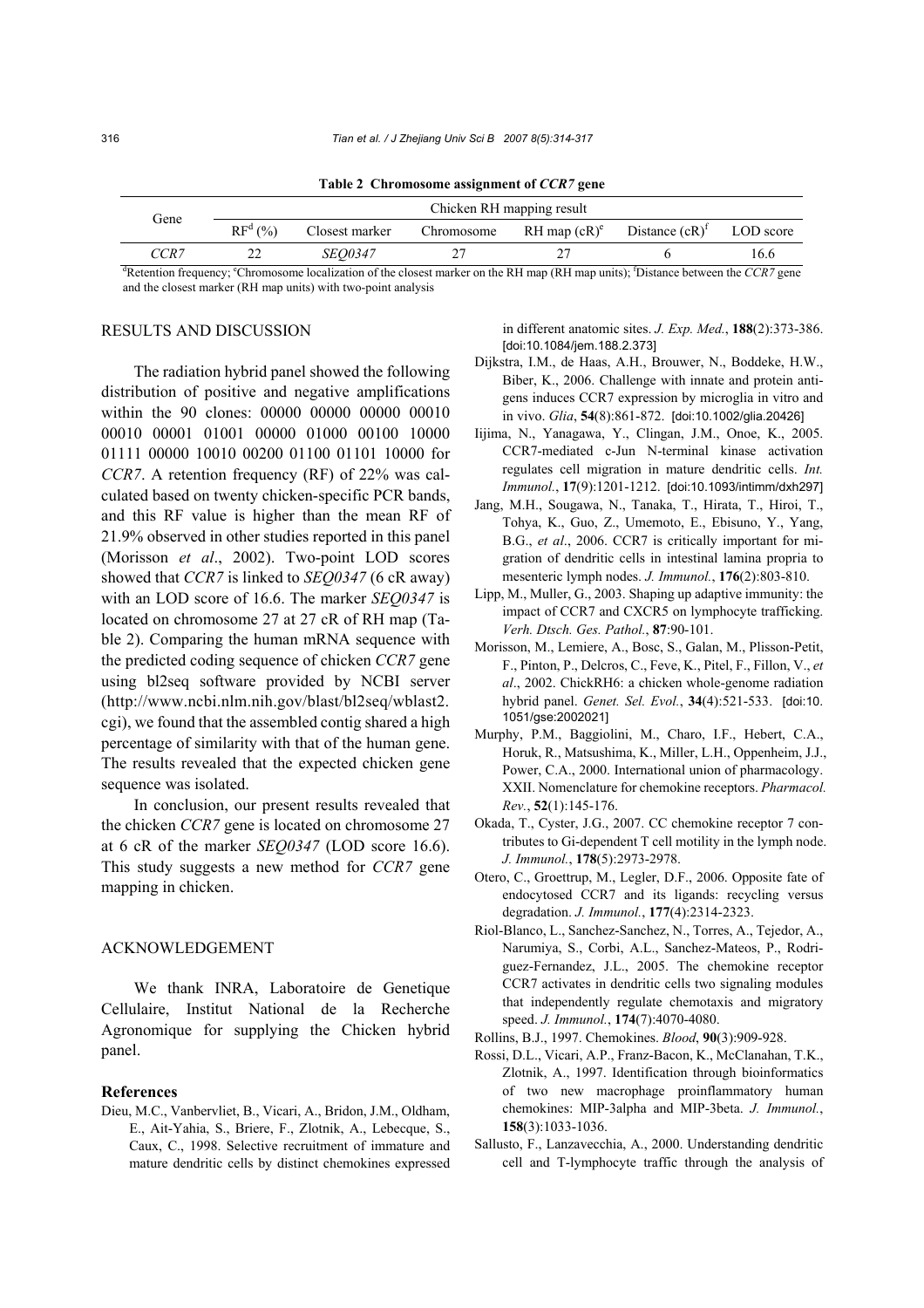**Table 2 Chromosome assignment of *CCR7* gene**

| Gene | Chicken RH mapping result | | | | | |
|---|---|---|---|---|---|---|
| | RF[d] (%) | Closest marker | Chromosome | RH map (cR)[e] | Distance (cR)[f] | LOD score |
| *CCR7* | 22 | *SEQ0347* | 27 | 27 | 6 | 16.6 |

[d]Retention frequency; [e]Chromosome localization of the closest marker on the RH map (RH map units); [f]Distance between the *CCR7* gene and the closest marker (RH map units) with two-point analysis

## RESULTS AND DISCUSSION

The radiation hybrid panel showed the following distribution of positive and negative amplifications within the 90 clones: 00000 00000 00000 00010 00010 00001 01001 00000 01000 00100 10000 01111 00000 10010 00200 01100 01101 10000 for *CCR7*. A retention frequency (RF) of 22% was calculated based on twenty chicken-specific PCR bands, and this RF value is higher than the mean RF of 21.9% observed in other studies reported in this panel (Morisson *et al*., 2002). Two-point LOD scores showed that *CCR7* is linked to *SEQ0347* (6 cR away) with an LOD score of 16.6. The marker *SEQ0347* is located on chromosome 27 at 27 cR of RH map (Table 2). Comparing the human mRNA sequence with the predicted coding sequence of chicken *CCR7* gene using bl2seq software provided by NCBI server (http://www.ncbi.nlm.nih.gov/blast/bl2seq/wblast2.cgi), we found that the assembled contig shared a high percentage of similarity with that of the human gene. The results revealed that the expected chicken gene sequence was isolated.

In conclusion, our present results revealed that the chicken *CCR7* gene is located on chromosome 27 at 6 cR of the marker *SEQ0347* (LOD score 16.6). This study suggests a new method for *CCR7* gene mapping in chicken.

## ACKNOWLEDGEMENT

We thank INRA, Laboratoire de Genetique Cellulaire, Institut National de la Recherche Agronomique for supplying the Chicken hybrid panel.

### References

Dieu, M.C., Vanbervliet, B., Vicari, A., Bridon, J.M., Oldham, E., Ait-Yahia, S., Briere, F., Zlotnik, A., Lebecque, S., Caux, C., 1998. Selective recruitment of immature and mature dendritic cells by distinct chemokines expressed in different anatomic sites. *J. Exp. Med.*, **188**(2):373-386. [doi:10.1084/jem.188.2.373]

Dijkstra, I.M., de Haas, A.H., Brouwer, N., Boddeke, H.W., Biber, K., 2006. Challenge with innate and protein antigens induces CCR7 expression by microglia in vitro and in vivo. *Glia*, **54**(8):861-872. [doi:10.1002/glia.20426]

Iijima, N., Yanagawa, Y., Clingan, J.M., Onoe, K., 2005. CCR7-mediated c-Jun N-terminal kinase activation regulates cell migration in mature dendritic cells. *Int. Immunol.*, **17**(9):1201-1212. [doi:10.1093/intimm/dxh297]

Jang, M.H., Sougawa, N., Tanaka, T., Hirata, T., Hiroi, T., Tohya, K., Guo, Z., Umemoto, E., Ebisuno, Y., Yang, B.G., *et al*., 2006. CCR7 is critically important for migration of dendritic cells in intestinal lamina propria to mesenteric lymph nodes. *J. Immunol.*, **176**(2):803-810.

Lipp, M., Muller, G., 2003. Shaping up adaptive immunity: the impact of CCR7 and CXCR5 on lymphocyte trafficking. *Verh. Dtsch. Ges. Pathol.*, **87**:90-101.

Morisson, M., Lemiere, A., Bosc, S., Galan, M., Plisson-Petit, F., Pinton, P., Delcros, C., Feve, K., Pitel, F., Fillon, V., *et al*., 2002. ChickRH6: a chicken whole-genome radiation hybrid panel. *Genet. Sel. Evol.*, **34**(4):521-533. [doi:10.1051/gse:2002021]

Murphy, P.M., Baggiolini, M., Charo, I.F., Hebert, C.A., Horuk, R., Matsushima, K., Miller, L.H., Oppenheim, J.J., Power, C.A., 2000. International union of pharmacology. XXII. Nomenclature for chemokine receptors. *Pharmacol. Rev.*, **52**(1):145-176.

Okada, T., Cyster, J.G., 2007. CC chemokine receptor 7 contributes to Gi-dependent T cell motility in the lymph node. *J. Immunol.*, **178**(5):2973-2978.

Otero, C., Groettrup, M., Legler, D.F., 2006. Opposite fate of endocytosed CCR7 and its ligands: recycling versus degradation. *J. Immunol.*, **177**(4):2314-2323.

Riol-Blanco, L., Sanchez-Sanchez, N., Torres, A., Tejedor, A., Narumiya, S., Corbi, A.L., Sanchez-Mateos, P., Rodriguez-Fernandez, J.L., 2005. The chemokine receptor CCR7 activates in dendritic cells two signaling modules that independently regulate chemotaxis and migratory speed. *J. Immunol.*, **174**(7):4070-4080.

Rollins, B.J., 1997. Chemokines. *Blood*, **90**(3):909-928.

Rossi, D.L., Vicari, A.P., Franz-Bacon, K., McClanahan, T.K., Zlotnik, A., 1997. Identification through bioinformatics of two new macrophage proinflammatory human chemokines: MIP-3alpha and MIP-3beta. *J. Immunol.*, **158**(3):1033-1036.

Sallusto, F., Lanzavecchia, A., 2000. Understanding dendritic cell and T-lymphocyte traffic through the analysis of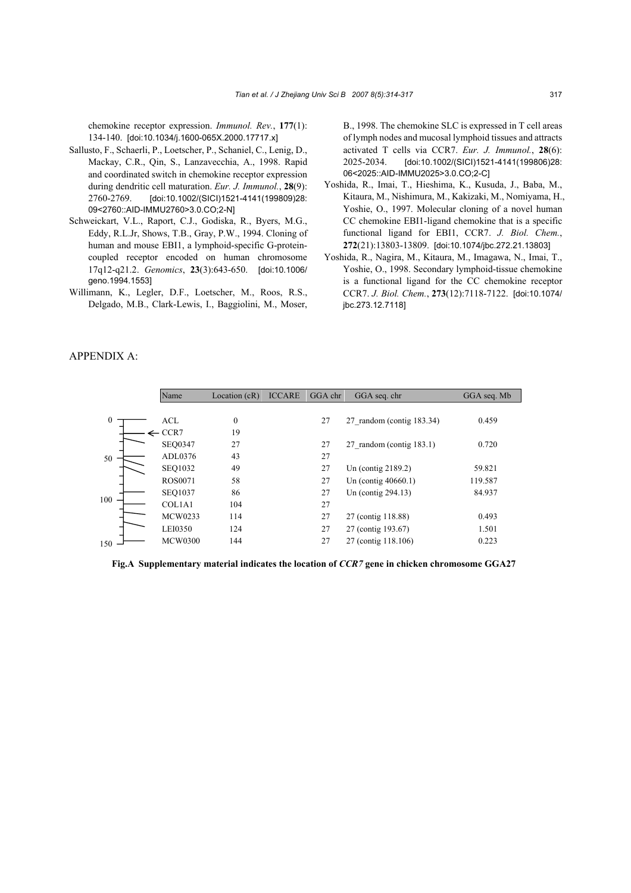chemokine receptor expression. *Immunol. Rev.*, **177**(1): 134-140. [doi:10.1034/j.1600-065X.2000.17717.x]

Sallusto, F., Schaerli, P., Loetscher, P., Schaniel, C., Lenig, D., Mackay, C.R., Qin, S., Lanzavecchia, A., 1998. Rapid and coordinated switch in chemokine receptor expression during dendritic cell maturation. *Eur. J. Immunol.*, **28**(9): 2760-2769. [doi:10.1002/(SICI)1521-4141(199809)28:09<2760::AID-IMMU2760>3.0.CO;2-N]

Schweickart, V.L., Raport, C.J., Godiska, R., Byers, M.G., Eddy, R.L.Jr, Shows, T.B., Gray, P.W., 1994. Cloning of human and mouse EBI1, a lymphoid-specific G-protein-coupled receptor encoded on human chromosome 17q12-q21.2. *Genomics*, **23**(3):643-650. [doi:10.1006/geno.1994.1553]

Willimann, K., Legler, D.F., Loetscher, M., Roos, R.S., Delgado, M.B., Clark-Lewis, I., Baggiolini, M., Moser, B., 1998. The chemokine SLC is expressed in T cell areas of lymph nodes and mucosal lymphoid tissues and attracts activated T cells via CCR7. *Eur. J. Immunol.*, **28**(6): 2025-2034. [doi:10.1002/(SICI)1521-4141(199806)28:06<2025::AID-IMMU2025>3.0.CO;2-C]

Yoshida, R., Imai, T., Hieshima, K., Kusuda, J., Baba, M., Kitaura, M., Nishimura, M., Kakizaki, M., Nomiyama, H., Yoshie, O., 1997. Molecular cloning of a novel human CC chemokine EBI1-ligand chemokine that is a specific functional ligand for EBI1, CCR7. *J. Biol. Chem.*, **272**(21):13803-13809. [doi:10.1074/jbc.272.21.13803]

Yoshida, R., Nagira, M., Kitaura, M., Imagawa, N., Imai, T., Yoshie, O., 1998. Secondary lymphoid-tissue chemokine is a functional ligand for the CC chemokine receptor CCR7. *J. Biol. Chem.*, **273**(12):7118-7122. [doi:10.1074/jbc.273.12.7118]

## APPENDIX A:

0
50
100
150

| Name | Location (cR) | ICCARE | GGA chr | GGA seq. chr | GGA seq. Mb |
|---|---|---|---|---|---|
| ACL | 0 | | 27 | 27_random (contig 183.34) | 0.459 |
| CCR7 | 19 | | | | |
| SEQ0347 | 27 | | 27 | 27_random (contig 183.1) | 0.720 |
| ADL0376 | 43 | | 27 | | |
| SEQ1032 | 49 | | 27 | Un (contig 2189.2) | 59.821 |
| ROS0071 | 58 | | 27 | Un (contig 40660.1) | 119.587 |
| SEQ1037 | 86 | | 27 | Un (contig 294.13) | 84.937 |
| COL1A1 | 104 | | 27 | | |
| MCW0233 | 114 | | 27 | 27 (contig 118.88) | 0.493 |
| LEI0350 | 124 | | 27 | 27 (contig 193.67) | 1.501 |
| MCW0300 | 144 | | 27 | 27 (contig 118.106) | 0.223 |

**Fig.A Supplementary material indicates the location of *CCR7* gene in chicken chromosome GGA27**